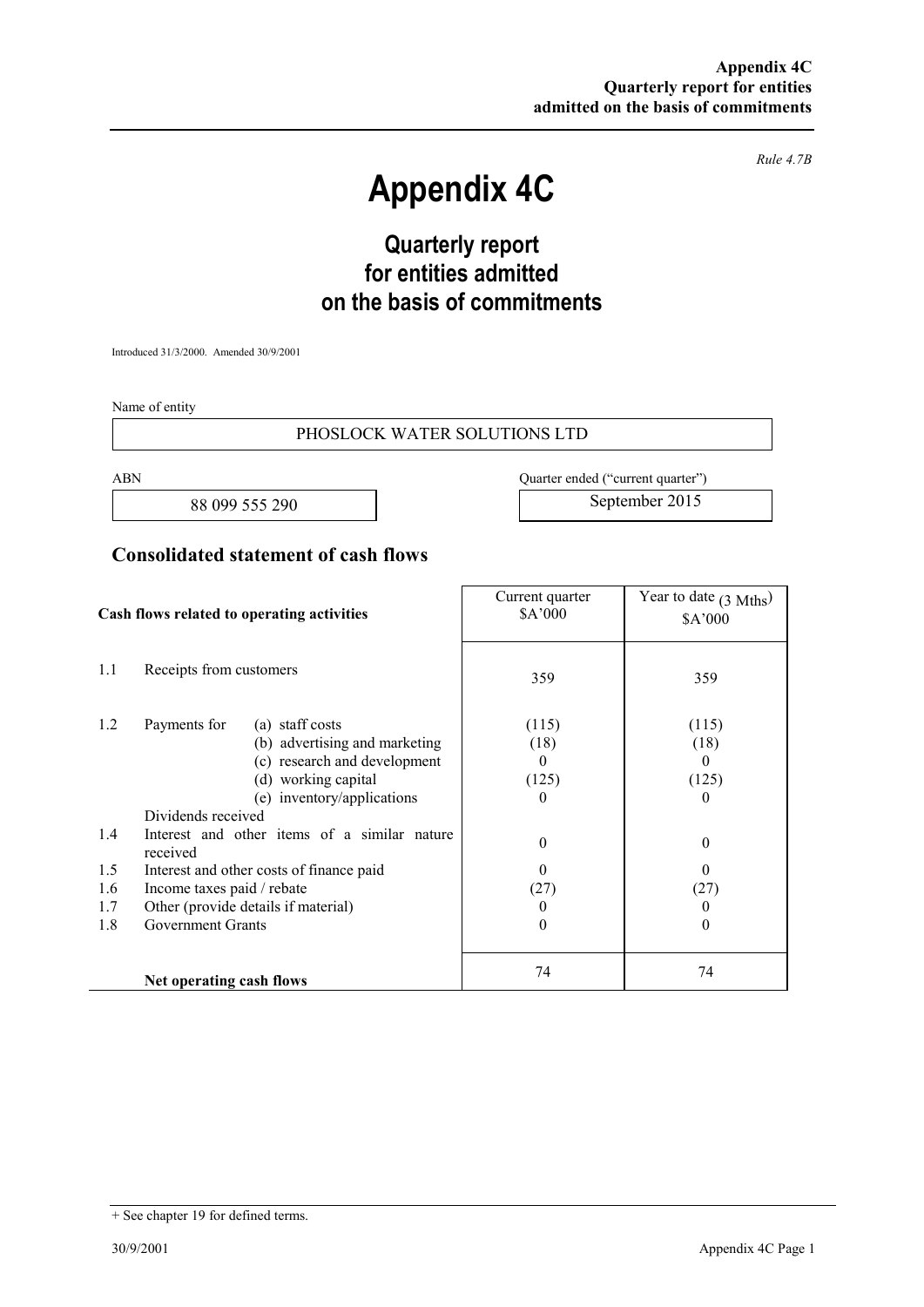*Rule 4.7B*

# Appendix 4C

## Quarterly report for entities admitted on the basis of commitments

Introduced 31/3/2000. Amended 30/9/2001

Name of entity

PHOSLOCK WATER SOLUTIONS LTD

| ABN | Quarter ended ("current quarter") |
|---|---|
| 88 099 555 290 | September 2015 |

## Consolidated statement of cash flows

| | Cash flows related to operating activities | | Current quarter $A'000 | Year to date (3 Mths) $A'000 |
|---|---|---|---|---|
| 1.1 | Receipts from customers | | 359 | 359 |
| 1.2 | Payments for | (a) staff costs | (115) | (115) |
| | | (b) advertising and marketing | (18) | (18) |
| | | (c) research and development | 0 | 0 |
| | | (d) working capital | (125) | (125) |
| | | (e) inventory/applications | 0 | 0 |
| | Dividends received | | | |
| 1.4 | Interest and other items of a similar nature received | | 0 | 0 |
| 1.5 | Interest and other costs of finance paid | | 0 | 0 |
| 1.6 | Income taxes paid / rebate | | (27) | (27) |
| 1.7 | Other (provide details if material) | | 0 | 0 |
| 1.8 | Government Grants | | 0 | 0 |
| | **Net operating cash flows** | | 74 | 74 |

+ See chapter 19 for defined terms.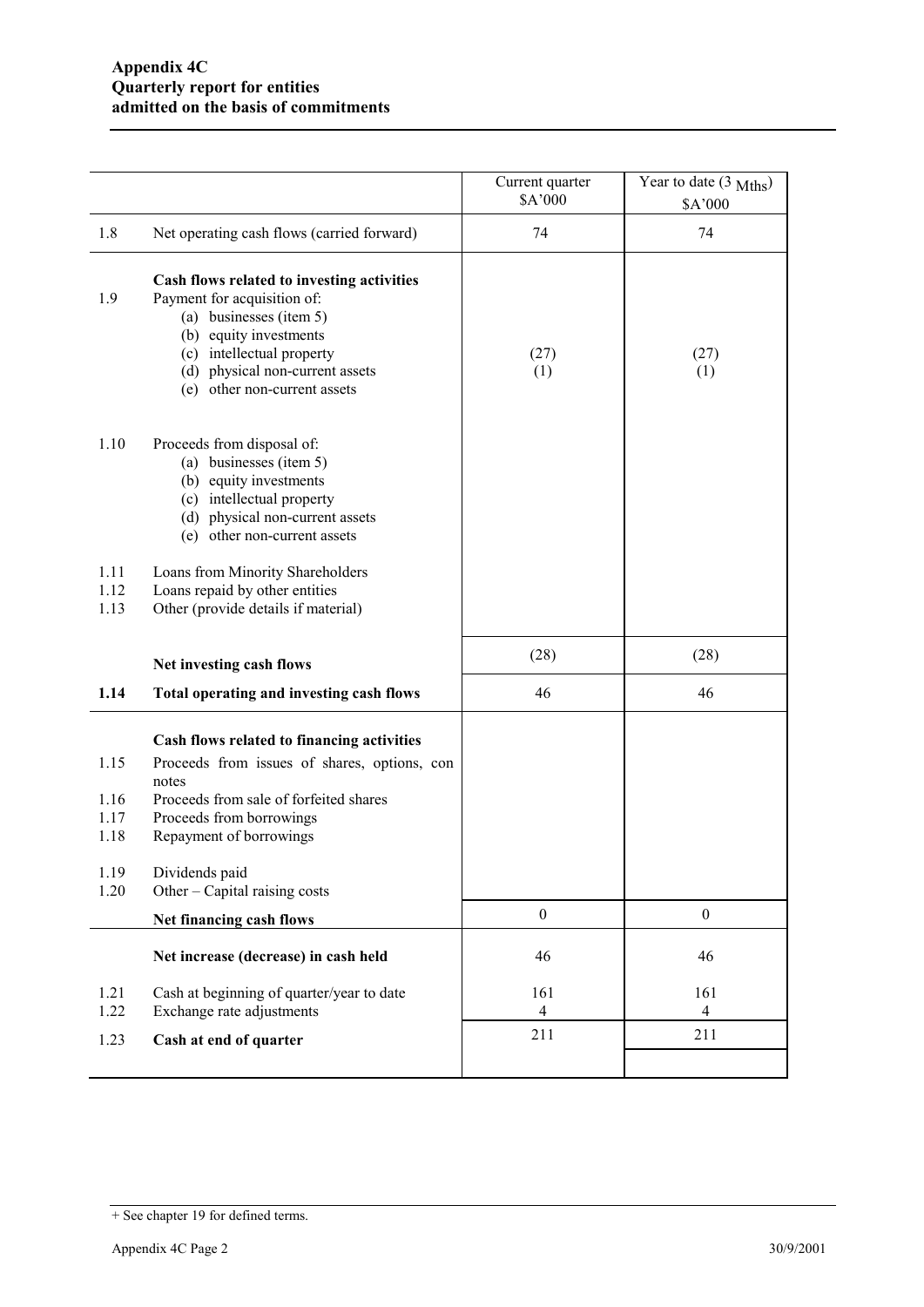**Appendix 4C**
**Quarterly report for entities admitted on the basis of commitments**

| | | Current quarter $A'000 | Year to date (3 Mths) $A'000 |
|---|---|---|---|
| 1.8 | Net operating cash flows (carried forward) | 74 | 74 |
| | **Cash flows related to investing activities** | | |
| 1.9 | Payment for acquisition of: | | |
| | (a) businesses (item 5) | | |
| | (b) equity investments | | |
| | (c) intellectual property | (27) | (27) |
| | (d) physical non-current assets | (1) | (1) |
| | (e) other non-current assets | | |
| 1.10 | Proceeds from disposal of: | | |
| | (a) businesses (item 5) | | |
| | (b) equity investments | | |
| | (c) intellectual property | | |
| | (d) physical non-current assets | | |
| | (e) other non-current assets | | |
| 1.11 | Loans from Minority Shareholders | | |
| 1.12 | Loans repaid by other entities | | |
| 1.13 | Other (provide details if material) | | |
| | **Net investing cash flows** | (28) | (28) |
| **1.14** | **Total operating and investing cash flows** | 46 | 46 |
| | **Cash flows related to financing activities** | | |
| 1.15 | Proceeds from issues of shares, options, con notes | | |
| 1.16 | Proceeds from sale of forfeited shares | | |
| 1.17 | Proceeds from borrowings | | |
| 1.18 | Repayment of borrowings | | |
| 1.19 | Dividends paid | | |
| 1.20 | Other – Capital raising costs | | |
| | **Net financing cash flows** | 0 | 0 |
| | **Net increase (decrease) in cash held** | 46 | 46 |
| 1.21 | Cash at beginning of quarter/year to date | 161 | 161 |
| 1.22 | Exchange rate adjustments | 4 | 4 |
| 1.23 | **Cash at end of quarter** | 211 | 211 |

+ See chapter 19 for defined terms.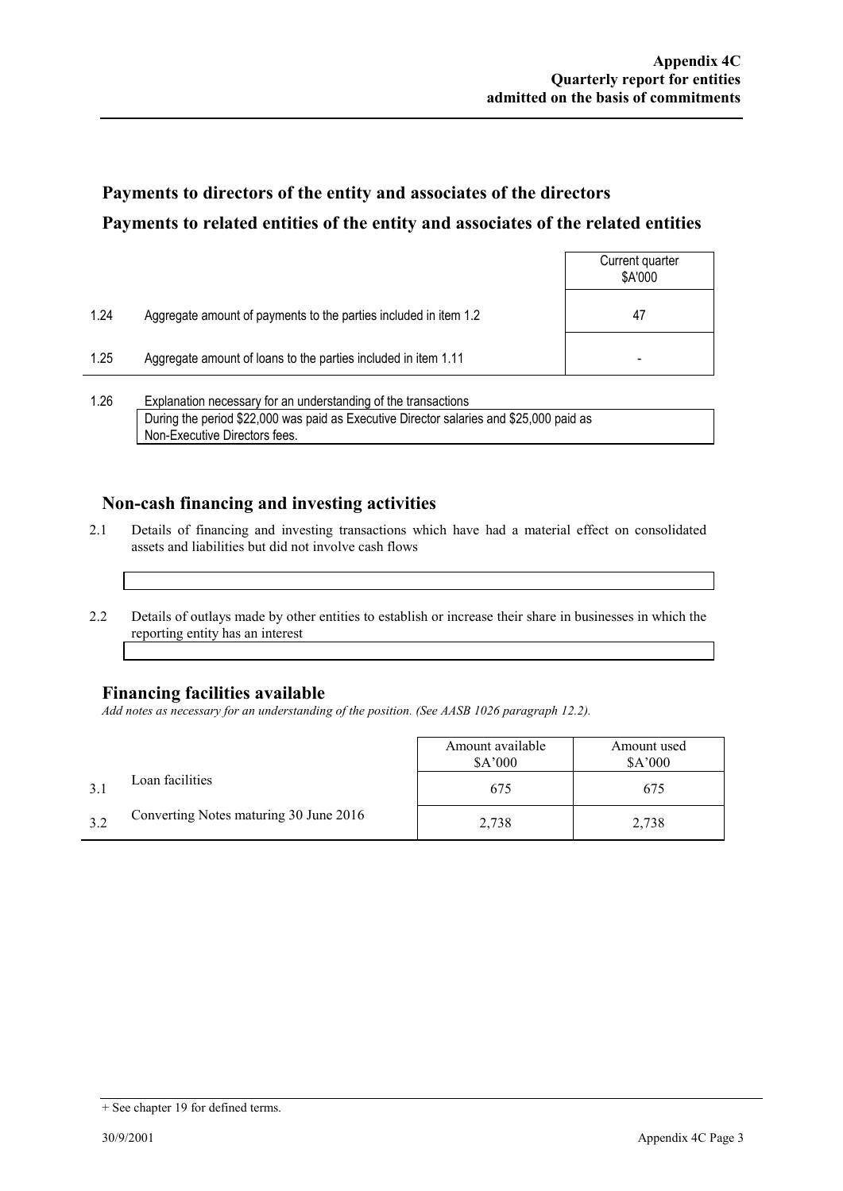## Payments to directors of the entity and associates of the directors

## Payments to related entities of the entity and associates of the related entities

| | | Current quarter $A'000 |
|---|---|---|
| 1.24 | Aggregate amount of payments to the parties included in item 1.2 | 47 |
| 1.25 | Aggregate amount of loans to the parties included in item 1.11 | - |

1.26 Explanation necessary for an understanding of the transactions

During the period $22,000 was paid as Executive Director salaries and $25,000 paid as Non-Executive Directors fees.

## Non-cash financing and investing activities

2.1 Details of financing and investing transactions which have had a material effect on consolidated assets and liabilities but did not involve cash flows

2.2 Details of outlays made by other entities to establish or increase their share in businesses in which the reporting entity has an interest

## Financing facilities available

*Add notes as necessary for an understanding of the position. (See AASB 1026 paragraph 12.2).*

| | | Amount available $A'000 | Amount used $A'000 |
|---|---|---|---|
| 3.1 | Loan facilities | 675 | 675 |
| 3.2 | Converting Notes maturing 30 June 2016 | 2,738 | 2,738 |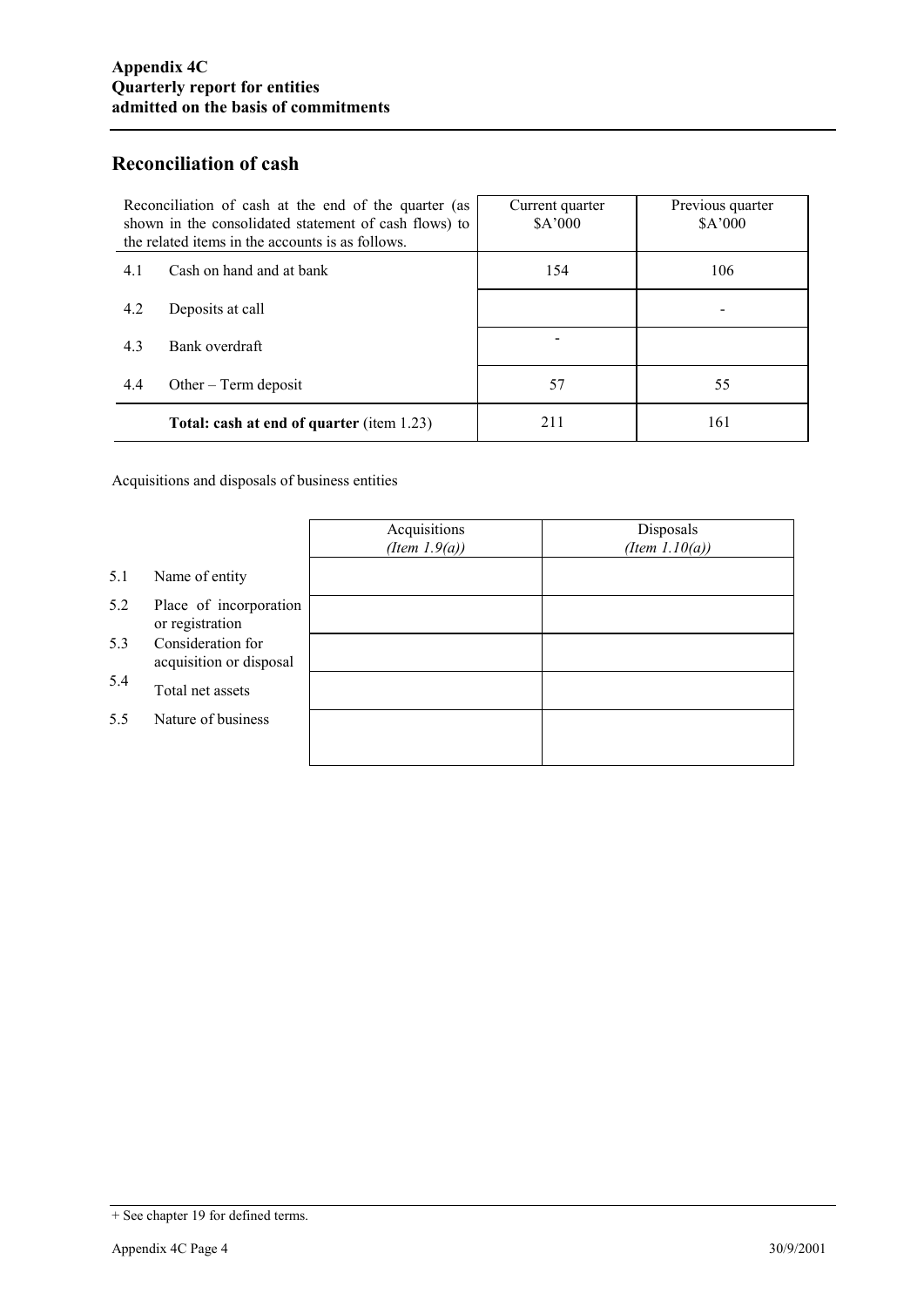## Reconciliation of cash

| Reconciliation of cash at the end of the quarter (as shown in the consolidated statement of cash flows) to the related items in the accounts is as follows. | | Current quarter $A'000 | Previous quarter $A'000 |
|---|---|---|---|
| 4.1 | Cash on hand and at bank | 154 | 106 |
| 4.2 | Deposits at call | | - |
| 4.3 | Bank overdraft | - | |
| 4.4 | Other – Term deposit | 57 | 55 |
| | **Total: cash at end of quarter** (item 1.23) | 211 | 161 |

Acquisitions and disposals of business entities

| | | Acquisitions *(Item 1.9(a))* | Disposals *(Item 1.10(a))* |
|---|---|---|---|
| 5.1 | Name of entity | | |
| 5.2 | Place of incorporation or registration | | |
| 5.3 | Consideration for acquisition or disposal | | |
| 5.4 | Total net assets | | |
| 5.5 | Nature of business | | |

+ See chapter 19 for defined terms.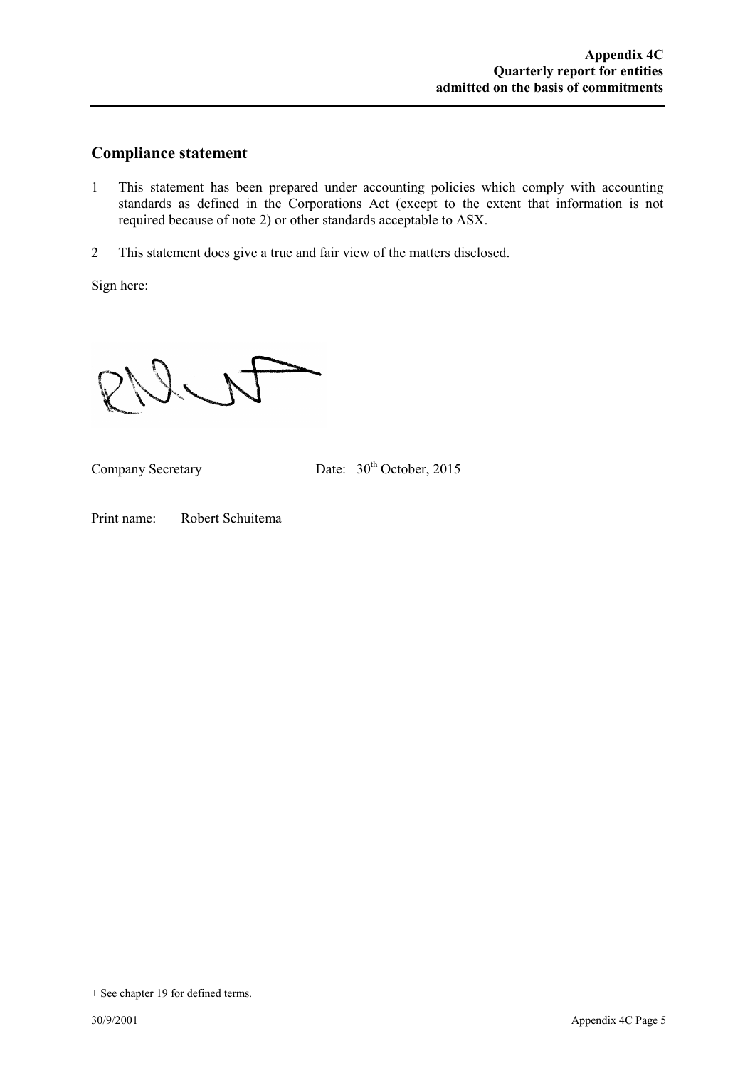## Compliance statement

1. This statement has been prepared under accounting policies which comply with accounting standards as defined in the Corporations Act (except to the extent that information is not required because of note 2) or other standards acceptable to ASX.

2. This statement does give a true and fair view of the matters disclosed.

Sign here:

Company Secretary Date: 30th October, 2015

Print name: Robert Schuitema

+ See chapter 19 for defined terms.